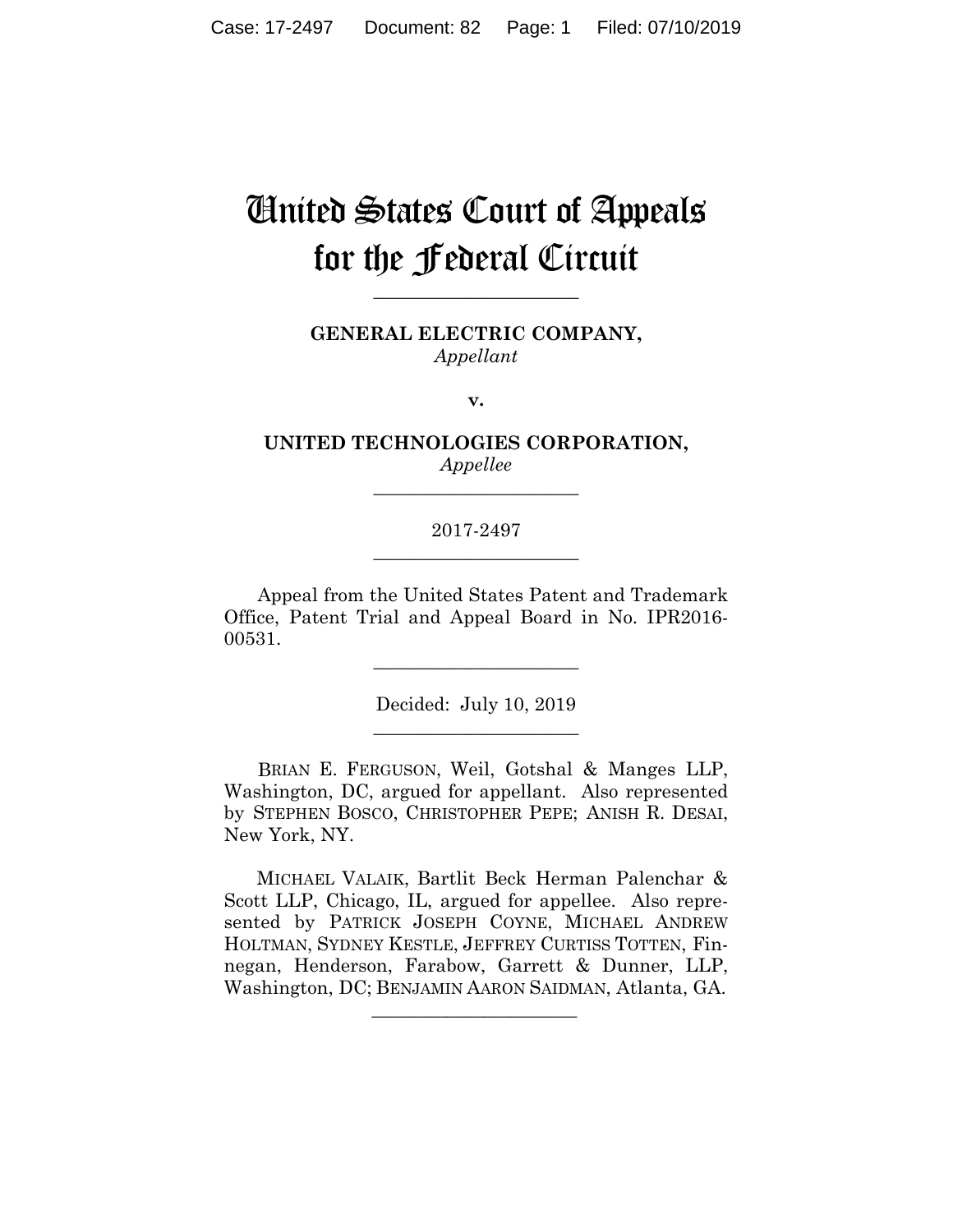# United States Court of Appeals for the Federal Circuit

______________________

**GENERAL ELECTRIC COMPANY,**
*Appellant*

**v.**

**UNITED TECHNOLOGIES CORPORATION,**
*Appellee*

______________________

2017-2497

______________________

Appeal from the United States Patent and Trademark Office, Patent Trial and Appeal Board in No. IPR2016-00531.

______________________

Decided: July 10, 2019

______________________

BRIAN E. FERGUSON, Weil, Gotshal & Manges LLP, Washington, DC, argued for appellant. Also represented by STEPHEN BOSCO, CHRISTOPHER PEPE; ANISH R. DESAI, New York, NY.

MICHAEL VALAIK, Bartlit Beck Herman Palenchar & Scott LLP, Chicago, IL, argued for appellee. Also represented by PATRICK JOSEPH COYNE, MICHAEL ANDREW HOLTMAN, SYDNEY KESTLE, JEFFREY CURTISS TOTTEN, Finnegan, Henderson, Farabow, Garrett & Dunner, LLP, Washington, DC; BENJAMIN AARON SAIDMAN, Atlanta, GA.

______________________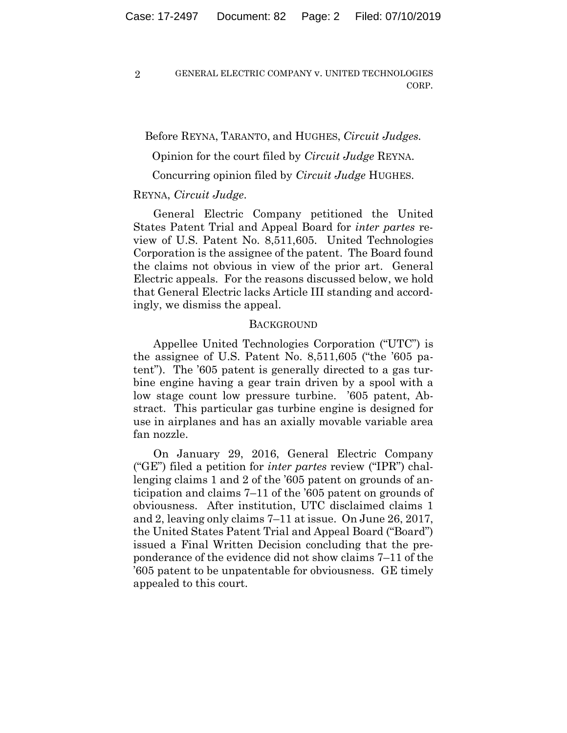Before REYNA, TARANTO, and HUGHES, *Circuit Judges*.

Opinion for the court filed by *Circuit Judge* REYNA.

Concurring opinion filed by *Circuit Judge* HUGHES.

REYNA, *Circuit Judge*.

General Electric Company petitioned the United States Patent Trial and Appeal Board for *inter partes* review of U.S. Patent No. 8,511,605. United Technologies Corporation is the assignee of the patent. The Board found the claims not obvious in view of the prior art. General Electric appeals. For the reasons discussed below, we hold that General Electric lacks Article III standing and accordingly, we dismiss the appeal.

## BACKGROUND

Appellee United Technologies Corporation ("UTC") is the assignee of U.S. Patent No. 8,511,605 ("the '605 patent"). The '605 patent is generally directed to a gas turbine engine having a gear train driven by a spool with a low stage count low pressure turbine. '605 patent, Abstract. This particular gas turbine engine is designed for use in airplanes and has an axially movable variable area fan nozzle.

On January 29, 2016, General Electric Company ("GE") filed a petition for *inter partes* review ("IPR") challenging claims 1 and 2 of the '605 patent on grounds of anticipation and claims 7–11 of the '605 patent on grounds of obviousness. After institution, UTC disclaimed claims 1 and 2, leaving only claims 7–11 at issue. On June 26, 2017, the United States Patent Trial and Appeal Board ("Board") issued a Final Written Decision concluding that the preponderance of the evidence did not show claims 7–11 of the '605 patent to be unpatentable for obviousness. GE timely appealed to this court.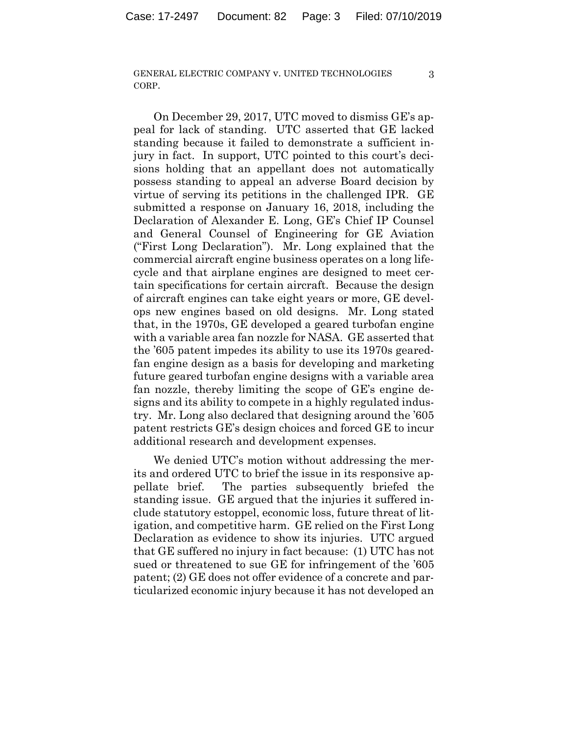On December 29, 2017, UTC moved to dismiss GE's appeal for lack of standing. UTC asserted that GE lacked standing because it failed to demonstrate a sufficient injury in fact. In support, UTC pointed to this court's decisions holding that an appellant does not automatically possess standing to appeal an adverse Board decision by virtue of serving its petitions in the challenged IPR. GE submitted a response on January 16, 2018, including the Declaration of Alexander E. Long, GE's Chief IP Counsel and General Counsel of Engineering for GE Aviation ("First Long Declaration"). Mr. Long explained that the commercial aircraft engine business operates on a long lifecycle and that airplane engines are designed to meet certain specifications for certain aircraft. Because the design of aircraft engines can take eight years or more, GE develops new engines based on old designs. Mr. Long stated that, in the 1970s, GE developed a geared turbofan engine with a variable area fan nozzle for NASA. GE asserted that the '605 patent impedes its ability to use its 1970s geared-fan engine design as a basis for developing and marketing future geared turbofan engine designs with a variable area fan nozzle, thereby limiting the scope of GE's engine designs and its ability to compete in a highly regulated industry. Mr. Long also declared that designing around the '605 patent restricts GE's design choices and forced GE to incur additional research and development expenses.

We denied UTC's motion without addressing the merits and ordered UTC to brief the issue in its responsive appellate brief. The parties subsequently briefed the standing issue. GE argued that the injuries it suffered include statutory estoppel, economic loss, future threat of litigation, and competitive harm. GE relied on the First Long Declaration as evidence to show its injuries. UTC argued that GE suffered no injury in fact because: (1) UTC has not sued or threatened to sue GE for infringement of the '605 patent; (2) GE does not offer evidence of a concrete and particularized economic injury because it has not developed an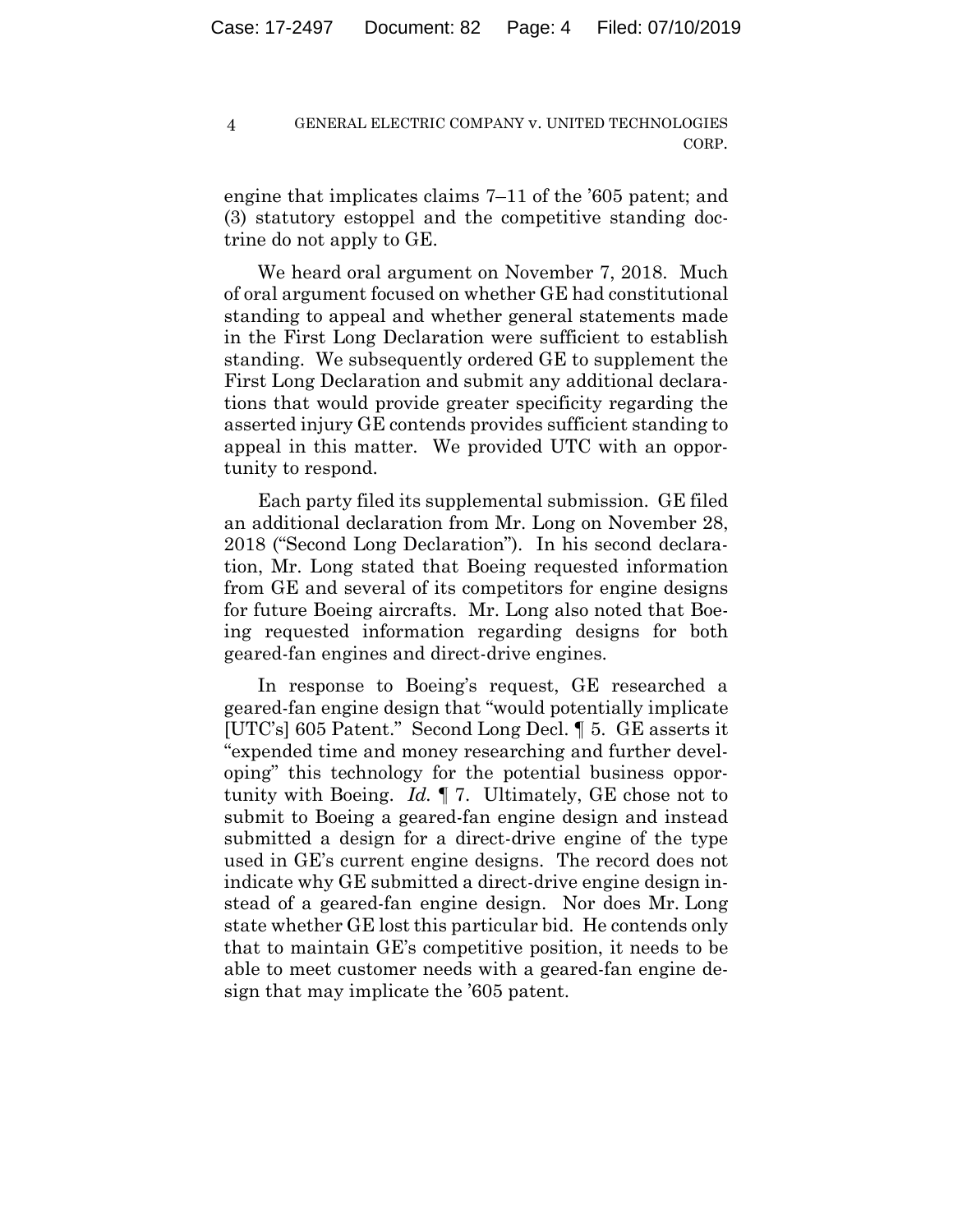engine that implicates claims 7–11 of the '605 patent; and (3) statutory estoppel and the competitive standing doctrine do not apply to GE.

We heard oral argument on November 7, 2018. Much of oral argument focused on whether GE had constitutional standing to appeal and whether general statements made in the First Long Declaration were sufficient to establish standing. We subsequently ordered GE to supplement the First Long Declaration and submit any additional declarations that would provide greater specificity regarding the asserted injury GE contends provides sufficient standing to appeal in this matter. We provided UTC with an opportunity to respond.

Each party filed its supplemental submission. GE filed an additional declaration from Mr. Long on November 28, 2018 ("Second Long Declaration"). In his second declaration, Mr. Long stated that Boeing requested information from GE and several of its competitors for engine designs for future Boeing aircrafts. Mr. Long also noted that Boeing requested information regarding designs for both geared-fan engines and direct-drive engines.

In response to Boeing's request, GE researched a geared-fan engine design that "would potentially implicate [UTC's] 605 Patent." Second Long Decl. ¶ 5. GE asserts it "expended time and money researching and further developing" this technology for the potential business opportunity with Boeing. *Id.* ¶ 7. Ultimately, GE chose not to submit to Boeing a geared-fan engine design and instead submitted a design for a direct-drive engine of the type used in GE's current engine designs. The record does not indicate why GE submitted a direct-drive engine design instead of a geared-fan engine design. Nor does Mr. Long state whether GE lost this particular bid. He contends only that to maintain GE's competitive position, it needs to be able to meet customer needs with a geared-fan engine design that may implicate the '605 patent.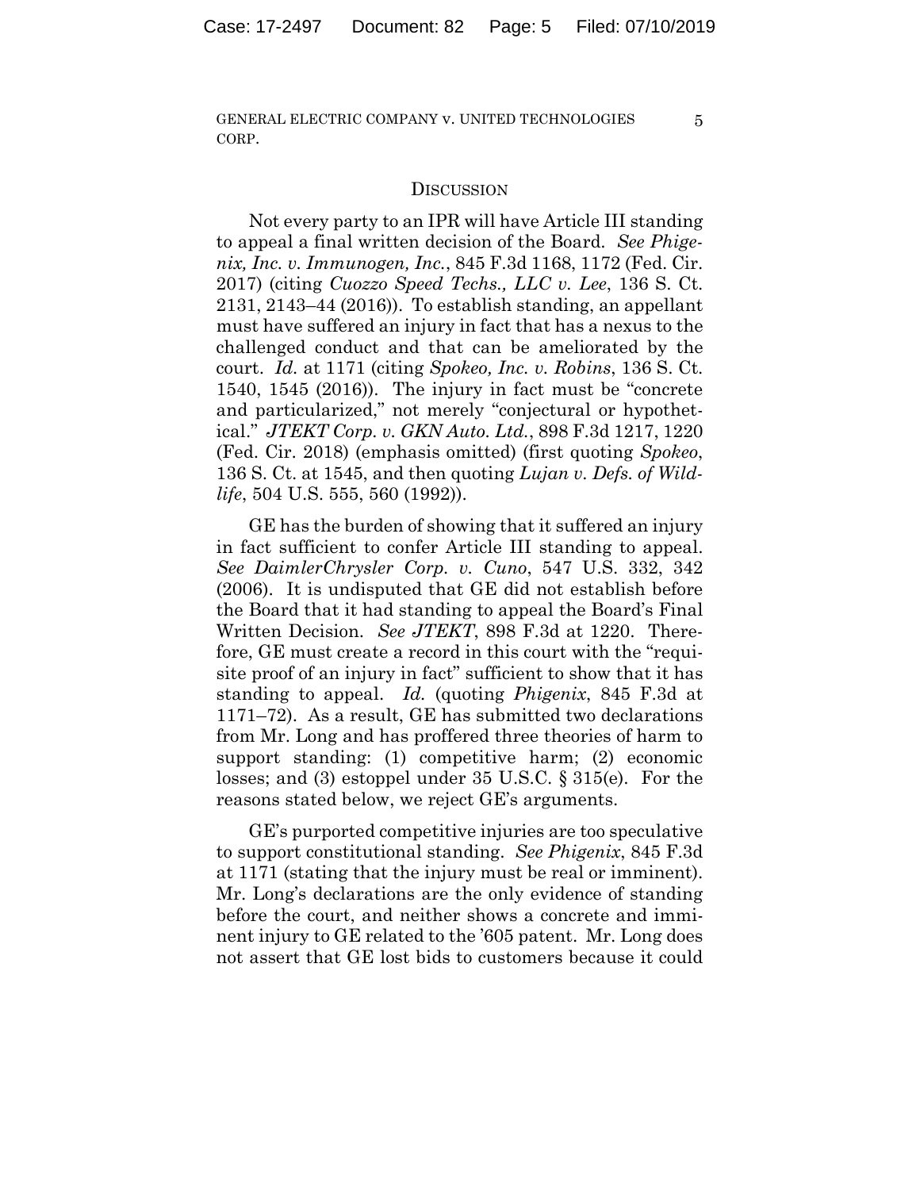## DISCUSSION

Not every party to an IPR will have Article III standing to appeal a final written decision of the Board. *See Phigenix, Inc. v. Immunogen, Inc.*, 845 F.3d 1168, 1172 (Fed. Cir. 2017) (citing *Cuozzo Speed Techs., LLC v. Lee*, 136 S. Ct. 2131, 2143–44 (2016)). To establish standing, an appellant must have suffered an injury in fact that has a nexus to the challenged conduct and that can be ameliorated by the court. *Id.* at 1171 (citing *Spokeo, Inc. v. Robins*, 136 S. Ct. 1540, 1545 (2016)). The injury in fact must be "concrete and particularized," not merely "conjectural or hypothetical." *JTEKT Corp. v. GKN Auto. Ltd.*, 898 F.3d 1217, 1220 (Fed. Cir. 2018) (emphasis omitted) (first quoting *Spokeo*, 136 S. Ct. at 1545, and then quoting *Lujan v. Defs. of Wildlife*, 504 U.S. 555, 560 (1992)).

GE has the burden of showing that it suffered an injury in fact sufficient to confer Article III standing to appeal. *See DaimlerChrysler Corp. v. Cuno*, 547 U.S. 332, 342 (2006). It is undisputed that GE did not establish before the Board that it had standing to appeal the Board's Final Written Decision. *See JTEKT*, 898 F.3d at 1220. Therefore, GE must create a record in this court with the "requisite proof of an injury in fact" sufficient to show that it has standing to appeal. *Id.* (quoting *Phigenix*, 845 F.3d at 1171–72). As a result, GE has submitted two declarations from Mr. Long and has proffered three theories of harm to support standing: (1) competitive harm; (2) economic losses; and (3) estoppel under 35 U.S.C. § 315(e). For the reasons stated below, we reject GE's arguments.

GE's purported competitive injuries are too speculative to support constitutional standing. *See Phigenix*, 845 F.3d at 1171 (stating that the injury must be real or imminent). Mr. Long's declarations are the only evidence of standing before the court, and neither shows a concrete and imminent injury to GE related to the '605 patent. Mr. Long does not assert that GE lost bids to customers because it could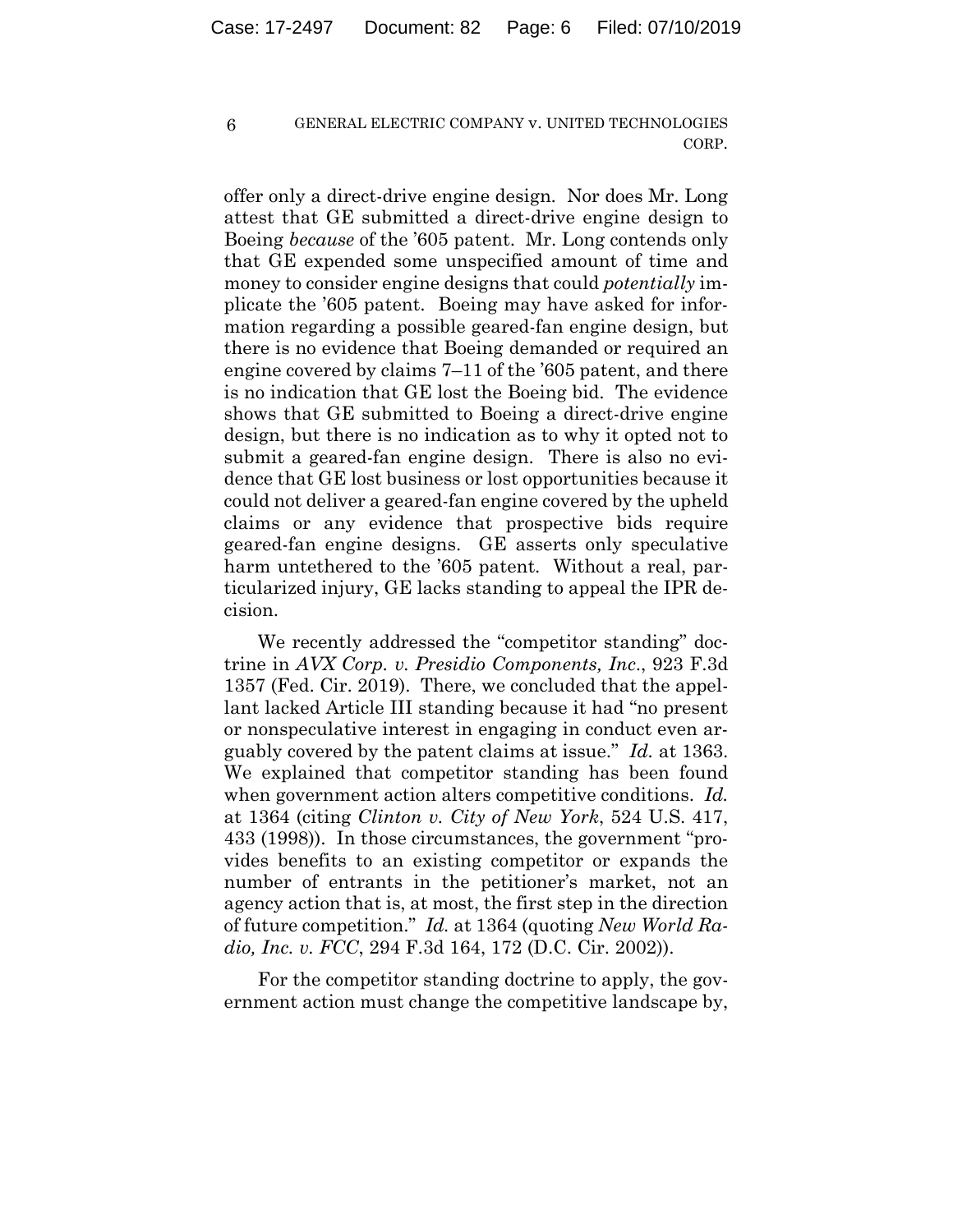offer only a direct-drive engine design. Nor does Mr. Long attest that GE submitted a direct-drive engine design to Boeing *because* of the '605 patent. Mr. Long contends only that GE expended some unspecified amount of time and money to consider engine designs that could *potentially* implicate the '605 patent. Boeing may have asked for information regarding a possible geared-fan engine design, but there is no evidence that Boeing demanded or required an engine covered by claims 7–11 of the '605 patent, and there is no indication that GE lost the Boeing bid. The evidence shows that GE submitted to Boeing a direct-drive engine design, but there is no indication as to why it opted not to submit a geared-fan engine design. There is also no evidence that GE lost business or lost opportunities because it could not deliver a geared-fan engine covered by the upheld claims or any evidence that prospective bids require geared-fan engine designs. GE asserts only speculative harm untethered to the '605 patent. Without a real, particularized injury, GE lacks standing to appeal the IPR decision.

We recently addressed the "competitor standing" doctrine in *AVX Corp. v. Presidio Components, Inc.*, 923 F.3d 1357 (Fed. Cir. 2019). There, we concluded that the appellant lacked Article III standing because it had "no present or nonspeculative interest in engaging in conduct even arguably covered by the patent claims at issue." *Id.* at 1363. We explained that competitor standing has been found when government action alters competitive conditions. *Id.* at 1364 (citing *Clinton v. City of New York*, 524 U.S. 417, 433 (1998)). In those circumstances, the government "provides benefits to an existing competitor or expands the number of entrants in the petitioner's market, not an agency action that is, at most, the first step in the direction of future competition." *Id.* at 1364 (quoting *New World Radio, Inc. v. FCC*, 294 F.3d 164, 172 (D.C. Cir. 2002)).

For the competitor standing doctrine to apply, the government action must change the competitive landscape by,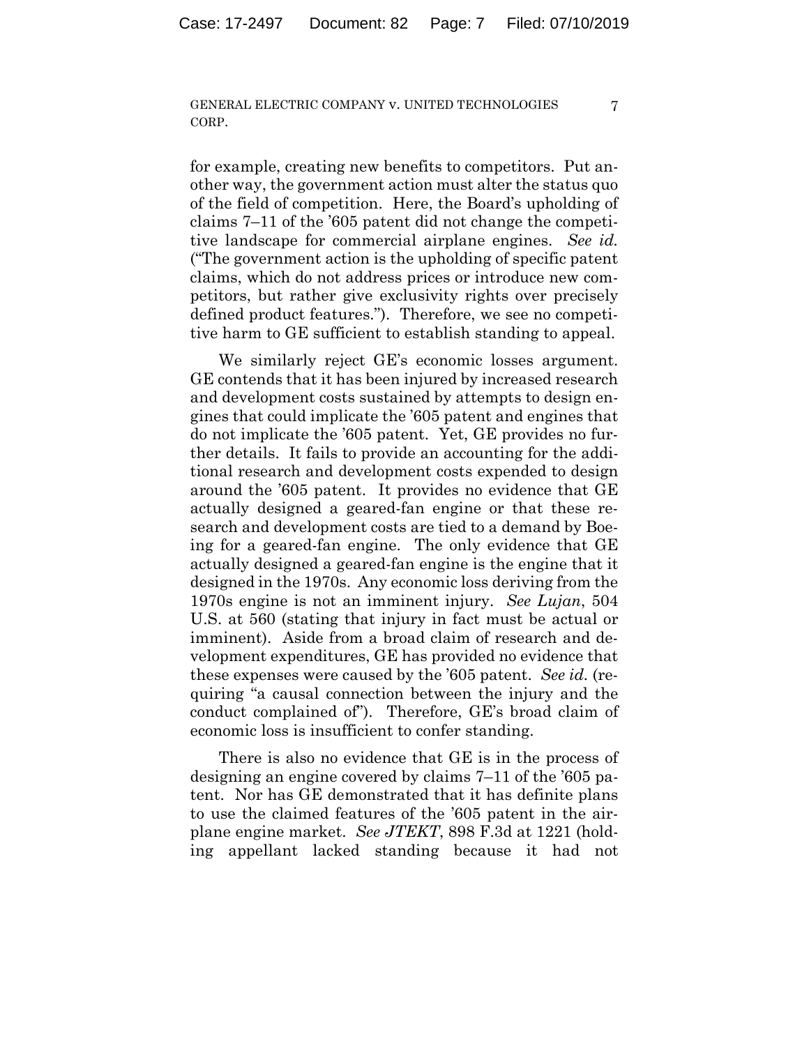for example, creating new benefits to competitors. Put another way, the government action must alter the status quo of the field of competition. Here, the Board's upholding of claims 7–11 of the '605 patent did not change the competitive landscape for commercial airplane engines. *See id.* ("The government action is the upholding of specific patent claims, which do not address prices or introduce new competitors, but rather give exclusivity rights over precisely defined product features."). Therefore, we see no competitive harm to GE sufficient to establish standing to appeal.

We similarly reject GE's economic losses argument. GE contends that it has been injured by increased research and development costs sustained by attempts to design engines that could implicate the '605 patent and engines that do not implicate the '605 patent. Yet, GE provides no further details. It fails to provide an accounting for the additional research and development costs expended to design around the '605 patent. It provides no evidence that GE actually designed a geared-fan engine or that these research and development costs are tied to a demand by Boeing for a geared-fan engine. The only evidence that GE actually designed a geared-fan engine is the engine that it designed in the 1970s. Any economic loss deriving from the 1970s engine is not an imminent injury. *See Lujan*, 504 U.S. at 560 (stating that injury in fact must be actual or imminent). Aside from a broad claim of research and development expenditures, GE has provided no evidence that these expenses were caused by the '605 patent. *See id.* (requiring "a causal connection between the injury and the conduct complained of"). Therefore, GE's broad claim of economic loss is insufficient to confer standing.

There is also no evidence that GE is in the process of designing an engine covered by claims 7–11 of the '605 patent. Nor has GE demonstrated that it has definite plans to use the claimed features of the '605 patent in the airplane engine market. *See JTEKT*, 898 F.3d at 1221 (holding appellant lacked standing because it had not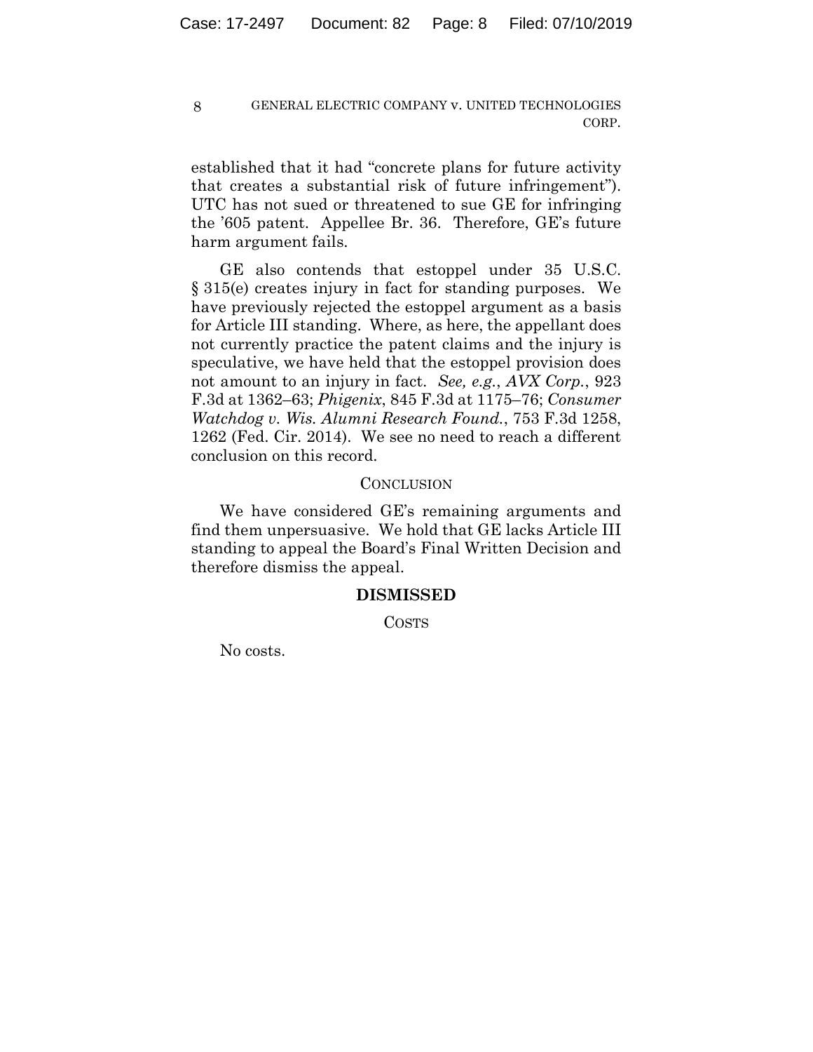established that it had "concrete plans for future activity that creates a substantial risk of future infringement"). UTC has not sued or threatened to sue GE for infringing the '605 patent. Appellee Br. 36. Therefore, GE's future harm argument fails.

GE also contends that estoppel under 35 U.S.C. § 315(e) creates injury in fact for standing purposes. We have previously rejected the estoppel argument as a basis for Article III standing. Where, as here, the appellant does not currently practice the patent claims and the injury is speculative, we have held that the estoppel provision does not amount to an injury in fact. *See, e.g.*, *AVX Corp.*, 923 F.3d at 1362–63; *Phigenix*, 845 F.3d at 1175–76; *Consumer Watchdog v. Wis. Alumni Research Found.*, 753 F.3d 1258, 1262 (Fed. Cir. 2014). We see no need to reach a different conclusion on this record.

## CONCLUSION

We have considered GE's remaining arguments and find them unpersuasive. We hold that GE lacks Article III standing to appeal the Board's Final Written Decision and therefore dismiss the appeal.

**DISMISSED**

COSTS

No costs.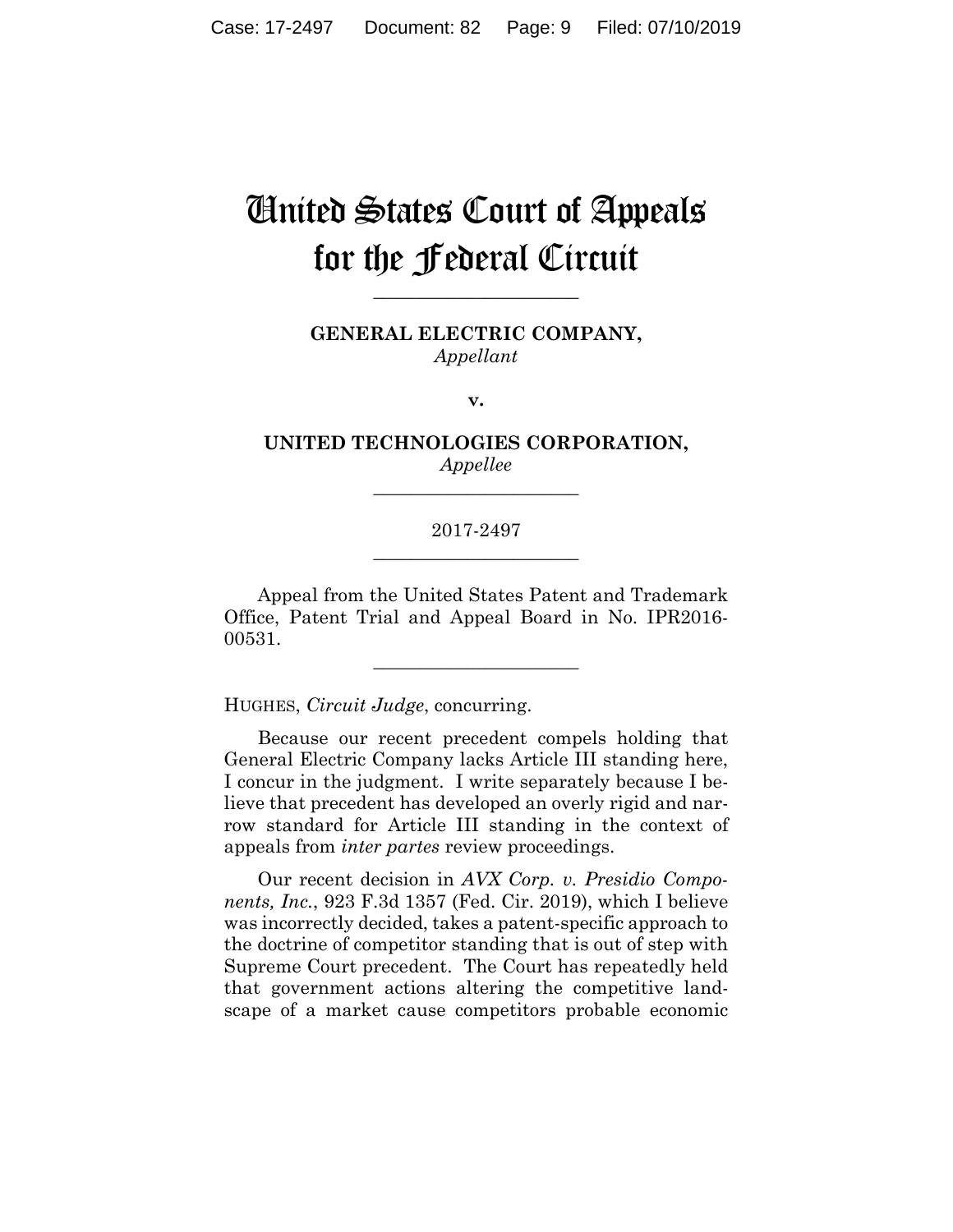# United States Court of Appeals for the Federal Circuit

______________________

**GENERAL ELECTRIC COMPANY,**
*Appellant*

**v.**

**UNITED TECHNOLOGIES CORPORATION,**
*Appellee*

______________________

2017-2497

______________________

Appeal from the United States Patent and Trademark Office, Patent Trial and Appeal Board in No. IPR2016-00531.

______________________

HUGHES, *Circuit Judge*, concurring.

Because our recent precedent compels holding that General Electric Company lacks Article III standing here, I concur in the judgment. I write separately because I believe that precedent has developed an overly rigid and narrow standard for Article III standing in the context of appeals from *inter partes* review proceedings.

Our recent decision in *AVX Corp. v. Presidio Components, Inc.*, 923 F.3d 1357 (Fed. Cir. 2019), which I believe was incorrectly decided, takes a patent-specific approach to the doctrine of competitor standing that is out of step with Supreme Court precedent. The Court has repeatedly held that government actions altering the competitive landscape of a market cause competitors probable economic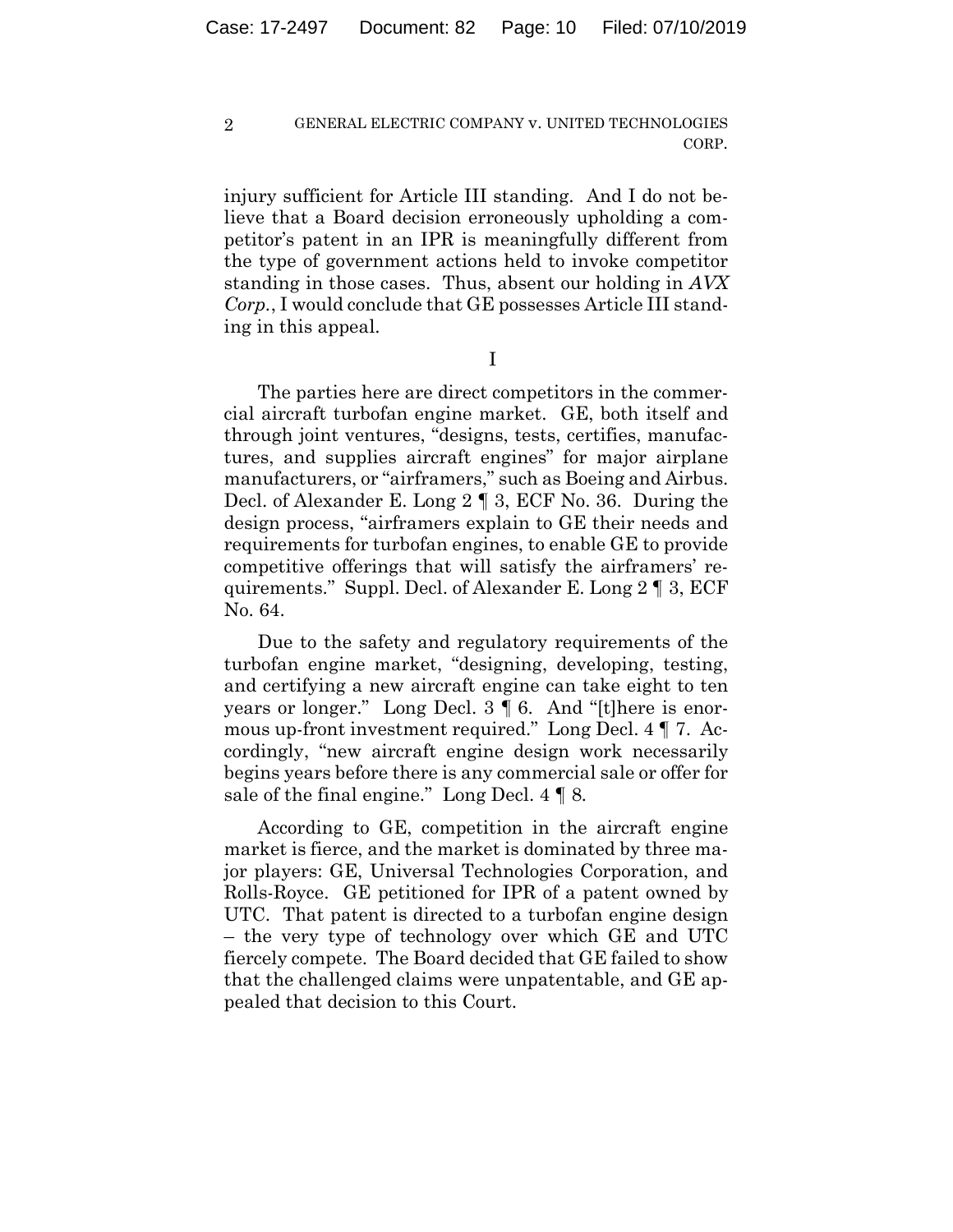injury sufficient for Article III standing. And I do not believe that a Board decision erroneously upholding a competitor's patent in an IPR is meaningfully different from the type of government actions held to invoke competitor standing in those cases. Thus, absent our holding in *AVX Corp.*, I would conclude that GE possesses Article III standing in this appeal.

I

The parties here are direct competitors in the commercial aircraft turbofan engine market. GE, both itself and through joint ventures, "designs, tests, certifies, manufactures, and supplies aircraft engines" for major airplane manufacturers, or "airframers," such as Boeing and Airbus. Decl. of Alexander E. Long 2 ¶ 3, ECF No. 36. During the design process, "airframers explain to GE their needs and requirements for turbofan engines, to enable GE to provide competitive offerings that will satisfy the airframers' requirements." Suppl. Decl. of Alexander E. Long 2 ¶ 3, ECF No. 64.

Due to the safety and regulatory requirements of the turbofan engine market, "designing, developing, testing, and certifying a new aircraft engine can take eight to ten years or longer." Long Decl. 3 ¶ 6. And "[t]here is enormous up-front investment required." Long Decl. 4 ¶ 7. Accordingly, "new aircraft engine design work necessarily begins years before there is any commercial sale or offer for sale of the final engine." Long Decl. 4 ¶ 8.

According to GE, competition in the aircraft engine market is fierce, and the market is dominated by three major players: GE, Universal Technologies Corporation, and Rolls-Royce. GE petitioned for IPR of a patent owned by UTC. That patent is directed to a turbofan engine design – the very type of technology over which GE and UTC fiercely compete. The Board decided that GE failed to show that the challenged claims were unpatentable, and GE appealed that decision to this Court.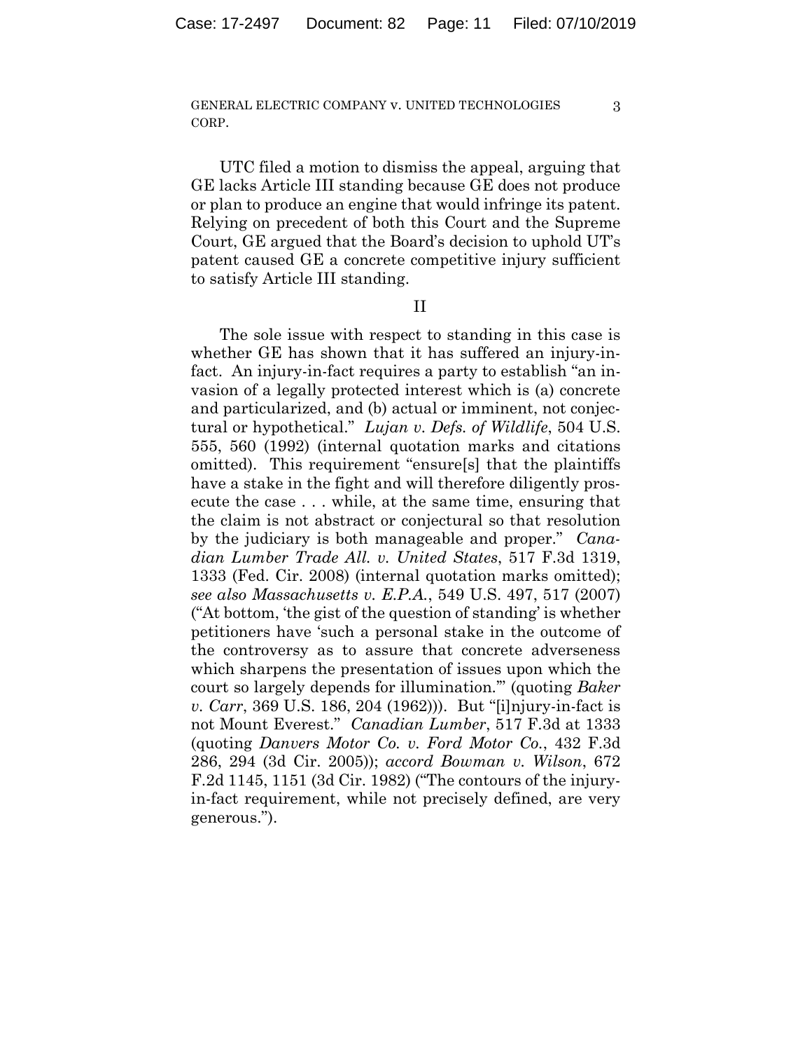UTC filed a motion to dismiss the appeal, arguing that GE lacks Article III standing because GE does not produce or plan to produce an engine that would infringe its patent. Relying on precedent of both this Court and the Supreme Court, GE argued that the Board's decision to uphold UT's patent caused GE a concrete competitive injury sufficient to satisfy Article III standing.

## II

The sole issue with respect to standing in this case is whether GE has shown that it has suffered an injury-in-fact. An injury-in-fact requires a party to establish "an invasion of a legally protected interest which is (a) concrete and particularized, and (b) actual or imminent, not conjectural or hypothetical." *Lujan v. Defs. of Wildlife*, 504 U.S. 555, 560 (1992) (internal quotation marks and citations omitted). This requirement "ensure[s] that the plaintiffs have a stake in the fight and will therefore diligently prosecute the case . . . while, at the same time, ensuring that the claim is not abstract or conjectural so that resolution by the judiciary is both manageable and proper." *Canadian Lumber Trade All. v. United States*, 517 F.3d 1319, 1333 (Fed. Cir. 2008) (internal quotation marks omitted); *see also Massachusetts v. E.P.A.*, 549 U.S. 497, 517 (2007) ("At bottom, 'the gist of the question of standing' is whether petitioners have 'such a personal stake in the outcome of the controversy as to assure that concrete adverseness which sharpens the presentation of issues upon which the court so largely depends for illumination.'" (quoting *Baker v. Carr*, 369 U.S. 186, 204 (1962))). But "[i]njury-in-fact is not Mount Everest." *Canadian Lumber*, 517 F.3d at 1333 (quoting *Danvers Motor Co. v. Ford Motor Co.*, 432 F.3d 286, 294 (3d Cir. 2005)); *accord Bowman v. Wilson*, 672 F.2d 1145, 1151 (3d Cir. 1982) ("The contours of the injury-in-fact requirement, while not precisely defined, are very generous.").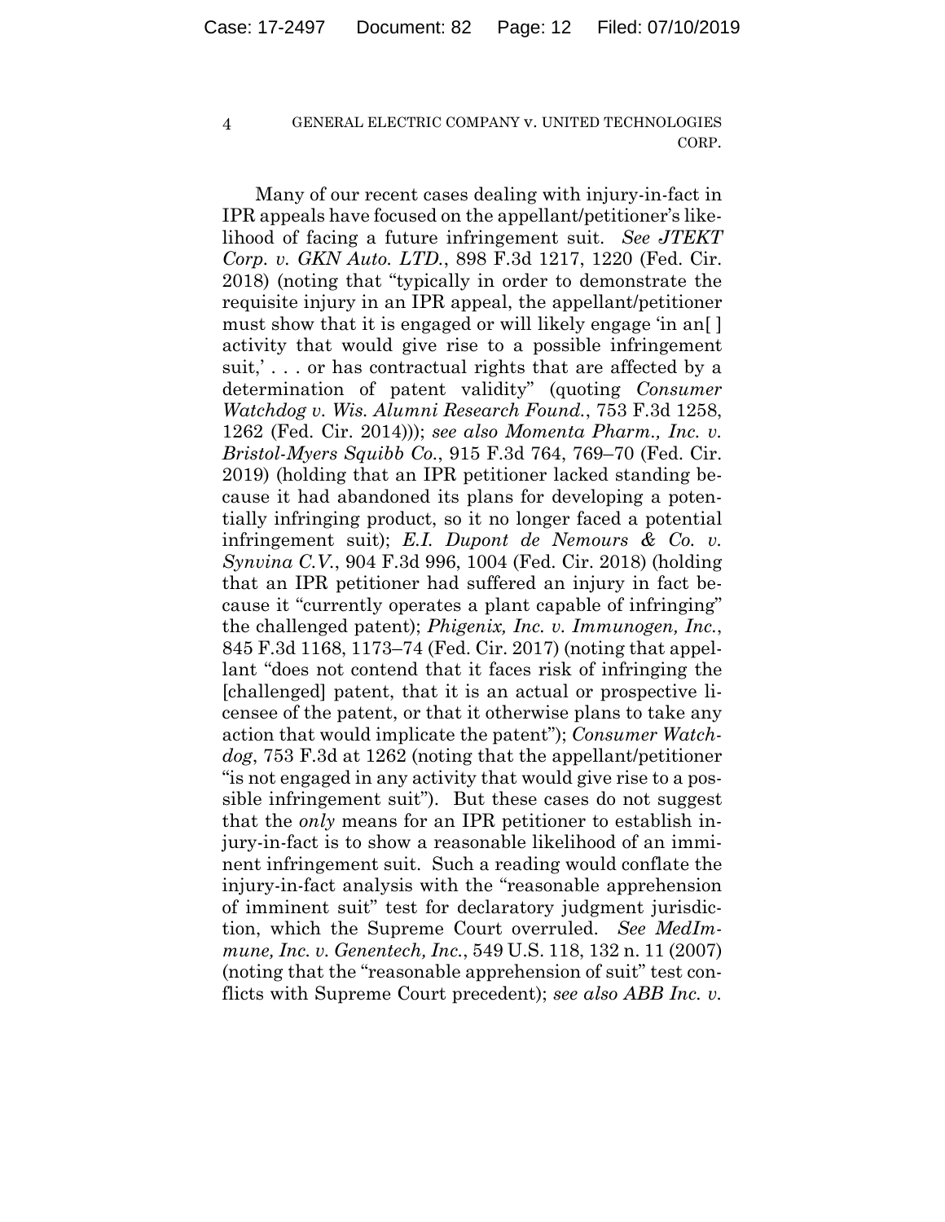Many of our recent cases dealing with injury-in-fact in IPR appeals have focused on the appellant/petitioner's likelihood of facing a future infringement suit. *See JTEKT Corp. v. GKN Auto. LTD.*, 898 F.3d 1217, 1220 (Fed. Cir. 2018) (noting that "typically in order to demonstrate the requisite injury in an IPR appeal, the appellant/petitioner must show that it is engaged or will likely engage 'in an[ ] activity that would give rise to a possible infringement suit,' . . . or has contractual rights that are affected by a determination of patent validity" (quoting *Consumer Watchdog v. Wis. Alumni Research Found.*, 753 F.3d 1258, 1262 (Fed. Cir. 2014))); *see also Momenta Pharm., Inc. v. Bristol-Myers Squibb Co.*, 915 F.3d 764, 769–70 (Fed. Cir. 2019) (holding that an IPR petitioner lacked standing because it had abandoned its plans for developing a potentially infringing product, so it no longer faced a potential infringement suit); *E.I. Dupont de Nemours & Co. v. Synvina C.V.*, 904 F.3d 996, 1004 (Fed. Cir. 2018) (holding that an IPR petitioner had suffered an injury in fact because it "currently operates a plant capable of infringing" the challenged patent); *Phigenix, Inc. v. Immunogen, Inc.*, 845 F.3d 1168, 1173–74 (Fed. Cir. 2017) (noting that appellant "does not contend that it faces risk of infringing the [challenged] patent, that it is an actual or prospective licensee of the patent, or that it otherwise plans to take any action that would implicate the patent"); *Consumer Watchdog*, 753 F.3d at 1262 (noting that the appellant/petitioner "is not engaged in any activity that would give rise to a possible infringement suit"). But these cases do not suggest that the *only* means for an IPR petitioner to establish injury-in-fact is to show a reasonable likelihood of an imminent infringement suit. Such a reading would conflate the injury-in-fact analysis with the "reasonable apprehension of imminent suit" test for declaratory judgment jurisdiction, which the Supreme Court overruled. *See MedImmune, Inc. v. Genentech, Inc.*, 549 U.S. 118, 132 n. 11 (2007) (noting that the "reasonable apprehension of suit" test conflicts with Supreme Court precedent); *see also ABB Inc. v.*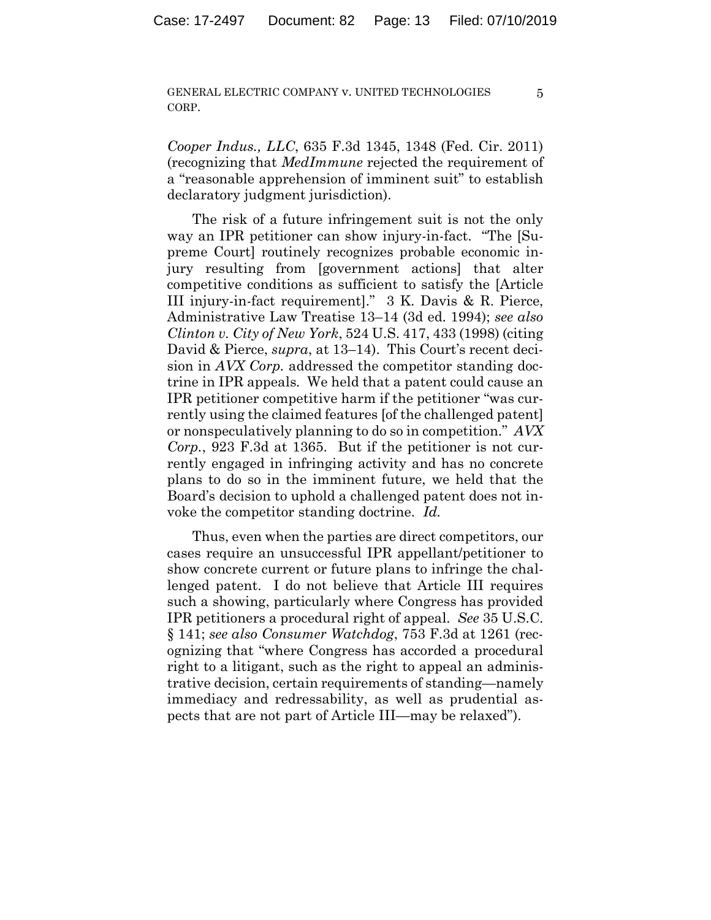*Cooper Indus., LLC*, 635 F.3d 1345, 1348 (Fed. Cir. 2011) (recognizing that *MedImmune* rejected the requirement of a "reasonable apprehension of imminent suit" to establish declaratory judgment jurisdiction).

The risk of a future infringement suit is not the only way an IPR petitioner can show injury-in-fact. "The [Supreme Court] routinely recognizes probable economic injury resulting from [government actions] that alter competitive conditions as sufficient to satisfy the [Article III injury-in-fact requirement]." 3 K. Davis & R. Pierce, Administrative Law Treatise 13–14 (3d ed. 1994); *see also Clinton v. City of New York*, 524 U.S. 417, 433 (1998) (citing David & Pierce, *supra*, at 13–14). This Court's recent decision in *AVX Corp.* addressed the competitor standing doctrine in IPR appeals. We held that a patent could cause an IPR petitioner competitive harm if the petitioner "was currently using the claimed features [of the challenged patent] or nonspeculatively planning to do so in competition." *AVX Corp.*, 923 F.3d at 1365. But if the petitioner is not currently engaged in infringing activity and has no concrete plans to do so in the imminent future, we held that the Board's decision to uphold a challenged patent does not invoke the competitor standing doctrine. *Id.*

Thus, even when the parties are direct competitors, our cases require an unsuccessful IPR appellant/petitioner to show concrete current or future plans to infringe the challenged patent. I do not believe that Article III requires such a showing, particularly where Congress has provided IPR petitioners a procedural right of appeal. *See* 35 U.S.C. § 141; *see also Consumer Watchdog*, 753 F.3d at 1261 (recognizing that "where Congress has accorded a procedural right to a litigant, such as the right to appeal an administrative decision, certain requirements of standing—namely immediacy and redressability, as well as prudential aspects that are not part of Article III—may be relaxed").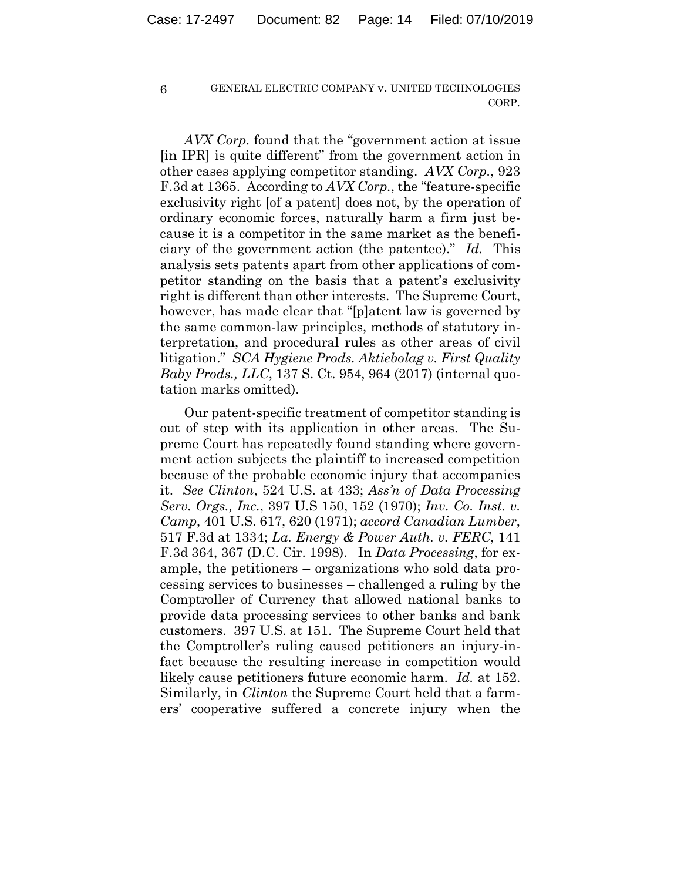*AVX Corp.* found that the "government action at issue [in IPR] is quite different" from the government action in other cases applying competitor standing. *AVX Corp.*, 923 F.3d at 1365. According to *AVX Corp.*, the "feature-specific exclusivity right [of a patent] does not, by the operation of ordinary economic forces, naturally harm a firm just because it is a competitor in the same market as the beneficiary of the government action (the patentee)." *Id.* This analysis sets patents apart from other applications of competitor standing on the basis that a patent's exclusivity right is different than other interests. The Supreme Court, however, has made clear that "[p]atent law is governed by the same common-law principles, methods of statutory interpretation, and procedural rules as other areas of civil litigation." *SCA Hygiene Prods. Aktiebolag v. First Quality Baby Prods., LLC*, 137 S. Ct. 954, 964 (2017) (internal quotation marks omitted).

Our patent-specific treatment of competitor standing is out of step with its application in other areas. The Supreme Court has repeatedly found standing where government action subjects the plaintiff to increased competition because of the probable economic injury that accompanies it. *See Clinton*, 524 U.S. at 433; *Ass'n of Data Processing Serv. Orgs., Inc.*, 397 U.S 150, 152 (1970); *Inv. Co. Inst. v. Camp*, 401 U.S. 617, 620 (1971); *accord Canadian Lumber*, 517 F.3d at 1334; *La. Energy & Power Auth. v. FERC*, 141 F.3d 364, 367 (D.C. Cir. 1998). In *Data Processing*, for example, the petitioners – organizations who sold data processing services to businesses – challenged a ruling by the Comptroller of Currency that allowed national banks to provide data processing services to other banks and bank customers. 397 U.S. at 151. The Supreme Court held that the Comptroller's ruling caused petitioners an injury-in-fact because the resulting increase in competition would likely cause petitioners future economic harm. *Id.* at 152. Similarly, in *Clinton* the Supreme Court held that a farmers' cooperative suffered a concrete injury when the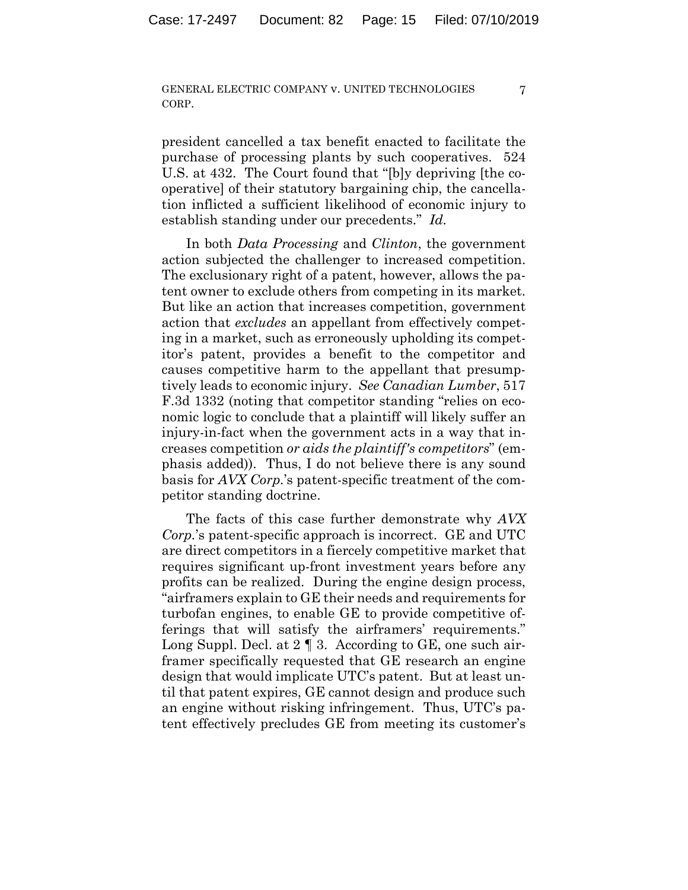president cancelled a tax benefit enacted to facilitate the purchase of processing plants by such cooperatives. 524 U.S. at 432. The Court found that "[b]y depriving [the cooperative] of their statutory bargaining chip, the cancellation inflicted a sufficient likelihood of economic injury to establish standing under our precedents." *Id.*

In both *Data Processing* and *Clinton*, the government action subjected the challenger to increased competition. The exclusionary right of a patent, however, allows the patent owner to exclude others from competing in its market. But like an action that increases competition, government action that *excludes* an appellant from effectively competing in a market, such as erroneously upholding its competitor's patent, provides a benefit to the competitor and causes competitive harm to the appellant that presumptively leads to economic injury. *See Canadian Lumber*, 517 F.3d 1332 (noting that competitor standing "relies on economic logic to conclude that a plaintiff will likely suffer an injury-in-fact when the government acts in a way that increases competition *or aids the plaintiff's competitors*" (emphasis added)). Thus, I do not believe there is any sound basis for *AVX Corp.*'s patent-specific treatment of the competitor standing doctrine.

The facts of this case further demonstrate why *AVX Corp.*'s patent-specific approach is incorrect. GE and UTC are direct competitors in a fiercely competitive market that requires significant up-front investment years before any profits can be realized. During the engine design process, "airframers explain to GE their needs and requirements for turbofan engines, to enable GE to provide competitive offerings that will satisfy the airframers' requirements." Long Suppl. Decl. at 2 ¶ 3. According to GE, one such airframer specifically requested that GE research an engine design that would implicate UTC's patent. But at least until that patent expires, GE cannot design and produce such an engine without risking infringement. Thus, UTC's patent effectively precludes GE from meeting its customer's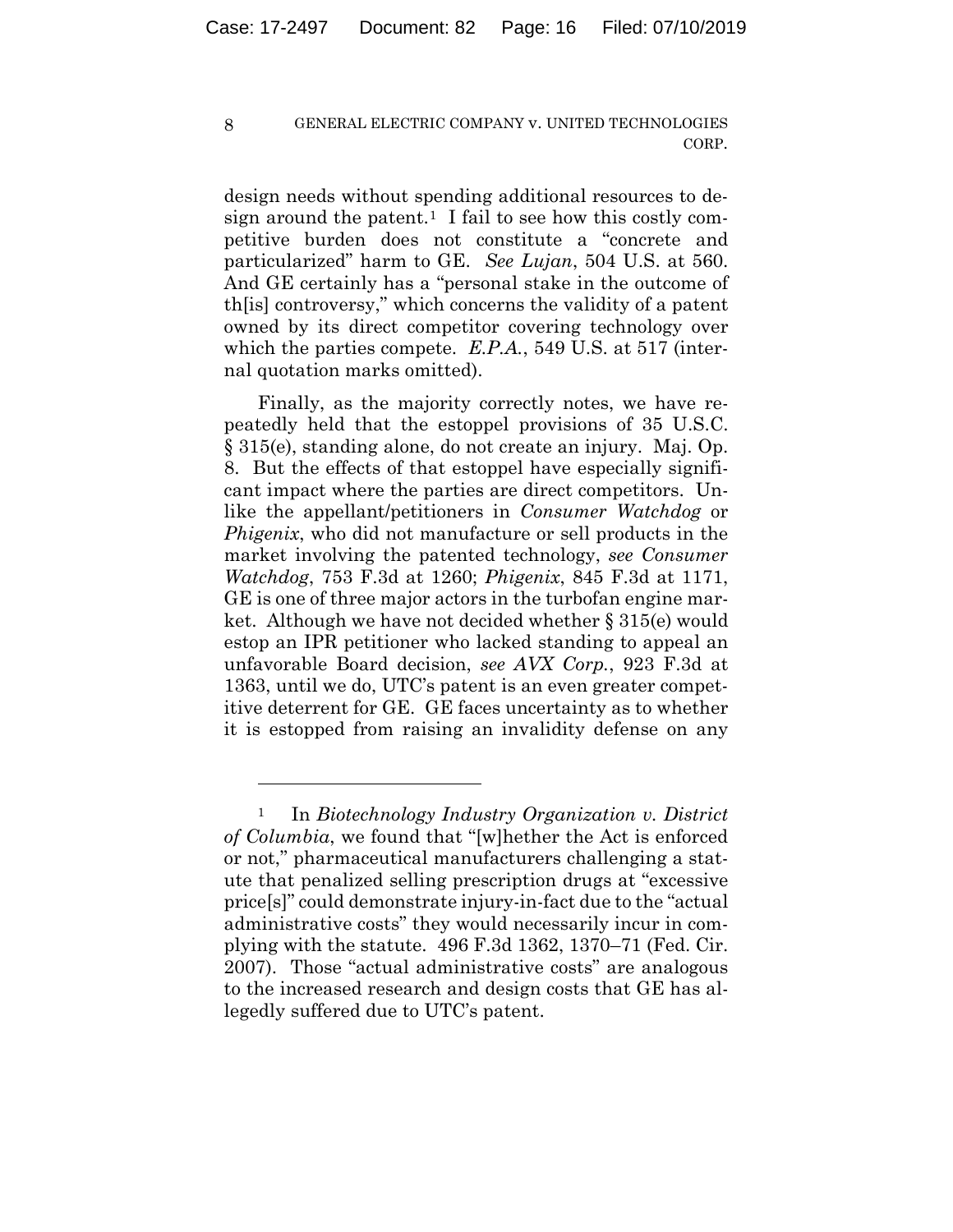design needs without spending additional resources to design around the patent.[1] I fail to see how this costly competitive burden does not constitute a "concrete and particularized" harm to GE. *See Lujan*, 504 U.S. at 560. And GE certainly has a "personal stake in the outcome of th[is] controversy," which concerns the validity of a patent owned by its direct competitor covering technology over which the parties compete. *E.P.A.*, 549 U.S. at 517 (internal quotation marks omitted).

Finally, as the majority correctly notes, we have repeatedly held that the estoppel provisions of 35 U.S.C. § 315(e), standing alone, do not create an injury. Maj. Op. 8. But the effects of that estoppel have especially significant impact where the parties are direct competitors. Unlike the appellant/petitioners in *Consumer Watchdog* or *Phigenix*, who did not manufacture or sell products in the market involving the patented technology, *see Consumer Watchdog*, 753 F.3d at 1260; *Phigenix*, 845 F.3d at 1171, GE is one of three major actors in the turbofan engine market. Although we have not decided whether § 315(e) would estop an IPR petitioner who lacked standing to appeal an unfavorable Board decision, *see AVX Corp.*, 923 F.3d at 1363, until we do, UTC's patent is an even greater competitive deterrent for GE. GE faces uncertainty as to whether it is estopped from raising an invalidity defense on any

---

[1] In *Biotechnology Industry Organization v. District of Columbia*, we found that "[w]hether the Act is enforced or not," pharmaceutical manufacturers challenging a statute that penalized selling prescription drugs at "excessive price[s]" could demonstrate injury-in-fact due to the "actual administrative costs" they would necessarily incur in complying with the statute. 496 F.3d 1362, 1370–71 (Fed. Cir. 2007). Those "actual administrative costs" are analogous to the increased research and design costs that GE has allegedly suffered due to UTC's patent.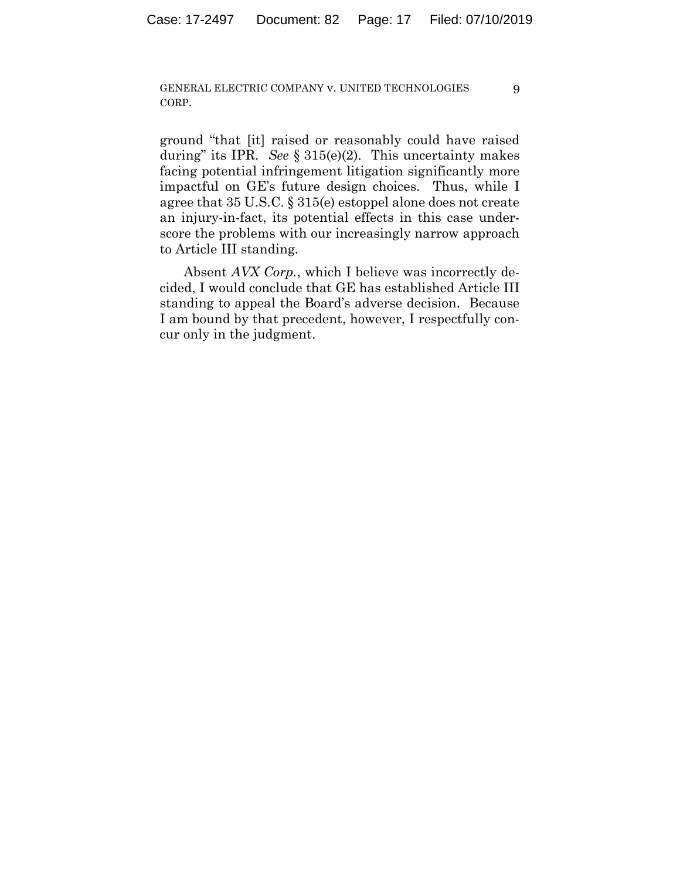ground "that [it] raised or reasonably could have raised during" its IPR. *See* § 315(e)(2). This uncertainty makes facing potential infringement litigation significantly more impactful on GE's future design choices. Thus, while I agree that 35 U.S.C. § 315(e) estoppel alone does not create an injury-in-fact, its potential effects in this case underscore the problems with our increasingly narrow approach to Article III standing.

Absent *AVX Corp.*, which I believe was incorrectly decided, I would conclude that GE has established Article III standing to appeal the Board's adverse decision. Because I am bound by that precedent, however, I respectfully concur only in the judgment.